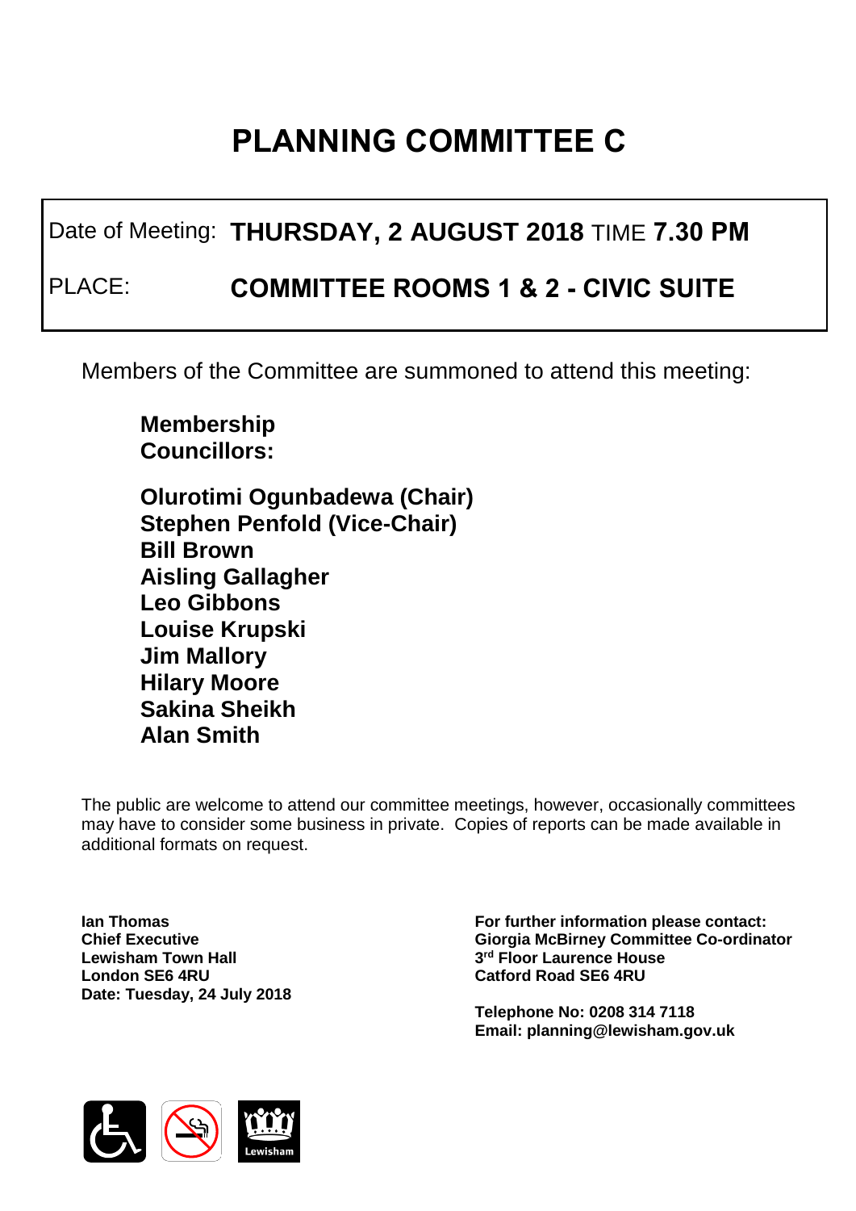# PLANNING COMMITTEE C

| | |
|---|---|
| Date of Meeting: | **THURSDAY, 2 AUGUST 2018** TIME **7.30 PM** |
| PLACE: | **COMMITTEE ROOMS 1 & 2 - CIVIC SUITE** |

Members of the Committee are summoned to attend this meeting:

**Membership**
**Councillors:**

**Olurotimi Ogunbadewa (Chair)**
**Stephen Penfold (Vice-Chair)**
**Bill Brown**
**Aisling Gallagher**
**Leo Gibbons**
**Louise Krupski**
**Jim Mallory**
**Hilary Moore**
**Sakina Sheikh**
**Alan Smith**

The public are welcome to attend our committee meetings, however, occasionally committees may have to consider some business in private. Copies of reports can be made available in additional formats on request.

**Ian Thomas**
**Chief Executive**
**Lewisham Town Hall**
**London SE6 4RU**
**Date: Tuesday, 24 July 2018**

**For further information please contact:**
**Giorgia McBirney Committee Co-ordinator**
**3rd Floor Laurence House**
**Catford Road SE6 4RU**

**Telephone No: 0208 314 7118**
**Email: planning@lewisham.gov.uk**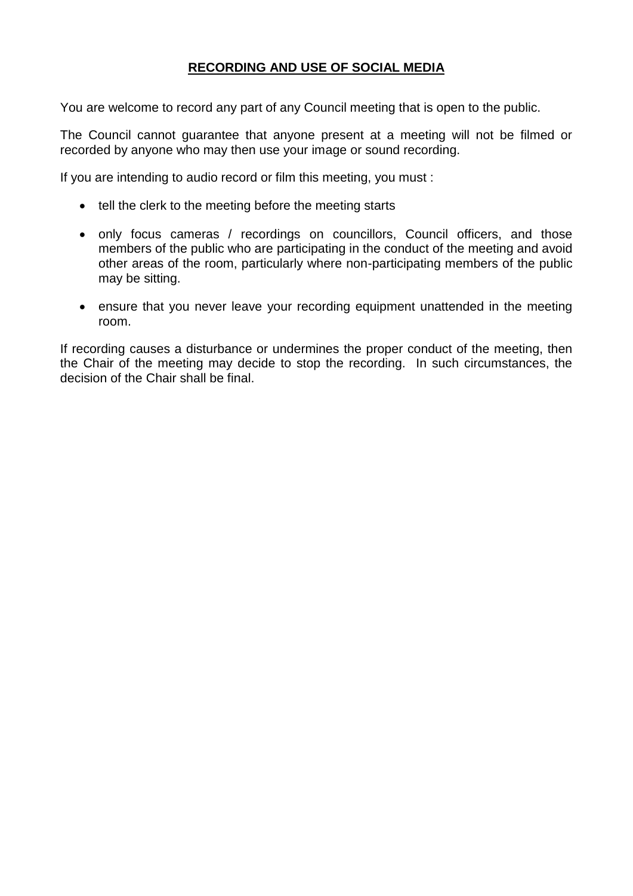## **RECORDING AND USE OF SOCIAL MEDIA**

You are welcome to record any part of any Council meeting that is open to the public.

The Council cannot guarantee that anyone present at a meeting will not be filmed or recorded by anyone who may then use your image or sound recording.

If you are intending to audio record or film this meeting, you must :

- tell the clerk to the meeting before the meeting starts
- only focus cameras / recordings on councillors, Council officers, and those members of the public who are participating in the conduct of the meeting and avoid other areas of the room, particularly where non-participating members of the public may be sitting.
- ensure that you never leave your recording equipment unattended in the meeting room.

If recording causes a disturbance or undermines the proper conduct of the meeting, then the Chair of the meeting may decide to stop the recording. In such circumstances, the decision of the Chair shall be final.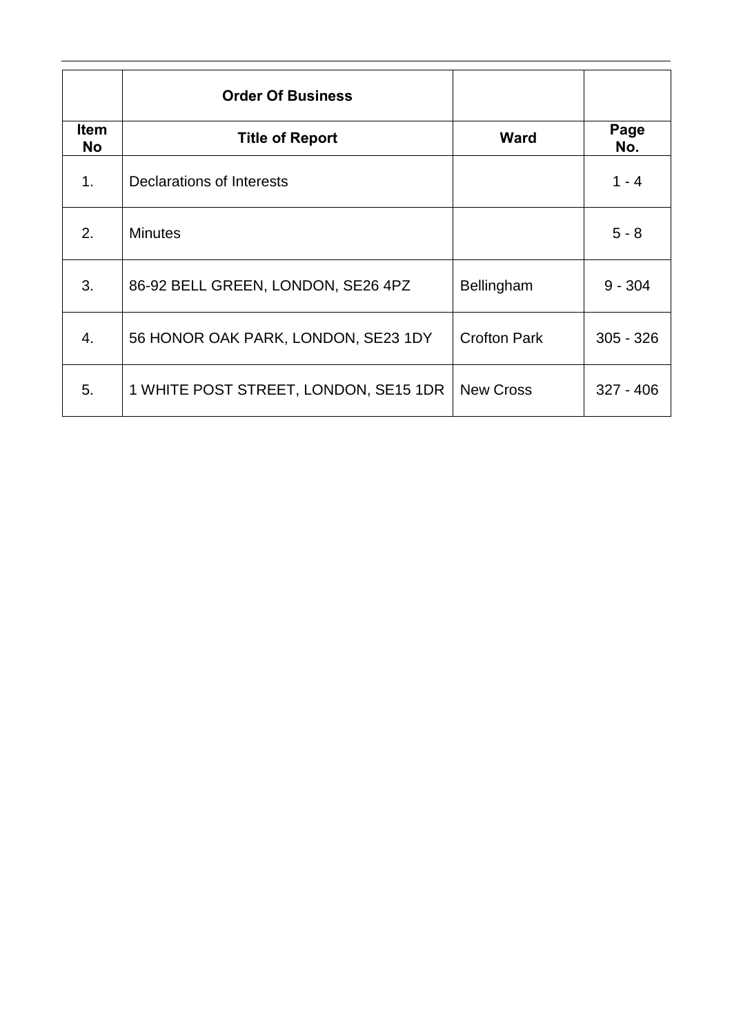| | Order Of Business | | |
|---|---|---|---|
| **Item No** | **Title of Report** | **Ward** | **Page No.** |
| 1. | Declarations of Interests | | 1 - 4 |
| 2. | Minutes | | 5 - 8 |
| 3. | 86-92 BELL GREEN, LONDON, SE26 4PZ | Bellingham | 9 - 304 |
| 4. | 56 HONOR OAK PARK, LONDON, SE23 1DY | Crofton Park | 305 - 326 |
| 5. | 1 WHITE POST STREET, LONDON, SE15 1DR | New Cross | 327 - 406 |